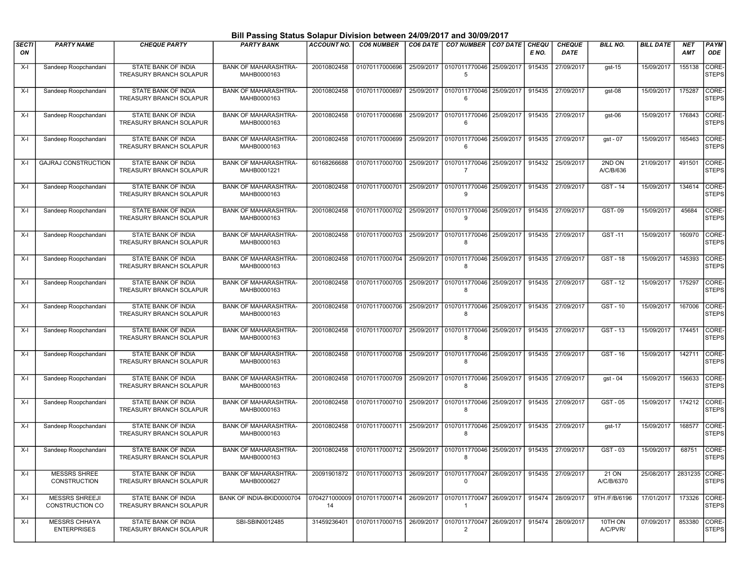# Bill Passing Status Solapur Division between 24/09/2017 and 30/09/2017

| SECTION | PARTY NAME | CHEQUE PARTY | PARTY BANK | ACCOUNT NO. | CO6 NUMBER | CO6 DATE | CO7 NUMBER | CO7 DATE | CHEQUE NO. | CHEQUE DATE | BILL NO. | BILL DATE | NET AMT | PAYMODE |
|---|---|---|---|---|---|---|---|---|---|---|---|---|---|---|
| X-I | Sandeep Roopchandani | STATE BANK OF INDIA TREASURY BRANCH SOLAPUR | BANK OF MAHARASHTRA-MAHB0000163 | 20010802458 | 01070117000696 | 25/09/2017 | 01070117700465 | 25/09/2017 | 915435 | 27/09/2017 | gst-15 | 15/09/2017 | 155138 | CORE-STEPS |
| X-I | Sandeep Roopchandani | STATE BANK OF INDIA TREASURY BRANCH SOLAPUR | BANK OF MAHARASHTRA-MAHB0000163 | 20010802458 | 01070117000697 | 25/09/2017 | 01070117700466 | 25/09/2017 | 915435 | 27/09/2017 | gst-08 | 15/09/2017 | 175287 | CORE-STEPS |
| X-I | Sandeep Roopchandani | STATE BANK OF INDIA TREASURY BRANCH SOLAPUR | BANK OF MAHARASHTRA-MAHB0000163 | 20010802458 | 01070117000698 | 25/09/2017 | 01070117700466 | 25/09/2017 | 915435 | 27/09/2017 | gst-06 | 15/09/2017 | 176843 | CORE-STEPS |
| X-I | Sandeep Roopchandani | STATE BANK OF INDIA TREASURY BRANCH SOLAPUR | BANK OF MAHARASHTRA-MAHB0000163 | 20010802458 | 01070117000699 | 25/09/2017 | 01070117700466 | 25/09/2017 | 915435 | 27/09/2017 | gst - 07 | 15/09/2017 | 165463 | CORE-STEPS |
| X-I | GAJRAJ CONSTRUCTION | STATE BANK OF INDIA TREASURY BRANCH SOLAPUR | BANK OF MAHARASHTRA-MAHB0001221 | 60168266688 | 01070117000700 | 25/09/2017 | 01070117700467 | 25/09/2017 | 915432 | 25/09/2017 | 2ND ON A/C/B/636 | 21/09/2017 | 491501 | CORE-STEPS |
| X-I | Sandeep Roopchandani | STATE BANK OF INDIA TREASURY BRANCH SOLAPUR | BANK OF MAHARASHTRA-MAHB0000163 | 20010802458 | 01070117000701 | 25/09/2017 | 01070117700469 | 25/09/2017 | 915435 | 27/09/2017 | GST - 14 | 15/09/2017 | 134614 | CORE-STEPS |
| X-I | Sandeep Roopchandani | STATE BANK OF INDIA TREASURY BRANCH SOLAPUR | BANK OF MAHARASHTRA-MAHB0000163 | 20010802458 | 01070117000702 | 25/09/2017 | 01070117700469 | 25/09/2017 | 915435 | 27/09/2017 | GST- 09 | 15/09/2017 | 45684 | CORE-STEPS |
| X-I | Sandeep Roopchandani | STATE BANK OF INDIA TREASURY BRANCH SOLAPUR | BANK OF MAHARASHTRA-MAHB0000163 | 20010802458 | 01070117000703 | 25/09/2017 | 01070117700468 | 25/09/2017 | 915435 | 27/09/2017 | GST -11 | 15/09/2017 | 160970 | CORE-STEPS |
| X-I | Sandeep Roopchandani | STATE BANK OF INDIA TREASURY BRANCH SOLAPUR | BANK OF MAHARASHTRA-MAHB0000163 | 20010802458 | 01070117000704 | 25/09/2017 | 01070117700468 | 25/09/2017 | 915435 | 27/09/2017 | GST - 18 | 15/09/2017 | 145393 | CORE-STEPS |
| X-I | Sandeep Roopchandani | STATE BANK OF INDIA TREASURY BRANCH SOLAPUR | BANK OF MAHARASHTRA-MAHB0000163 | 20010802458 | 01070117000705 | 25/09/2017 | 01070117700468 | 25/09/2017 | 915435 | 27/09/2017 | GST - 12 | 15/09/2017 | 175297 | CORE-STEPS |
| X-I | Sandeep Roopchandani | STATE BANK OF INDIA TREASURY BRANCH SOLAPUR | BANK OF MAHARASHTRA-MAHB0000163 | 20010802458 | 01070117000706 | 25/09/2017 | 01070117700468 | 25/09/2017 | 915435 | 27/09/2017 | GST - 10 | 15/09/2017 | 167006 | CORE-STEPS |
| X-I | Sandeep Roopchandani | STATE BANK OF INDIA TREASURY BRANCH SOLAPUR | BANK OF MAHARASHTRA-MAHB0000163 | 20010802458 | 01070117000707 | 25/09/2017 | 01070117700468 | 25/09/2017 | 915435 | 27/09/2017 | GST - 13 | 15/09/2017 | 174451 | CORE-STEPS |
| X-I | Sandeep Roopchandani | STATE BANK OF INDIA TREASURY BRANCH SOLAPUR | BANK OF MAHARASHTRA-MAHB0000163 | 20010802458 | 01070117000708 | 25/09/2017 | 01070117700468 | 25/09/2017 | 915435 | 27/09/2017 | GST - 16 | 15/09/2017 | 142711 | CORE-STEPS |
| X-I | Sandeep Roopchandani | STATE BANK OF INDIA TREASURY BRANCH SOLAPUR | BANK OF MAHARASHTRA-MAHB0000163 | 20010802458 | 01070117000709 | 25/09/2017 | 01070117700468 | 25/09/2017 | 915435 | 27/09/2017 | gst - 04 | 15/09/2017 | 156633 | CORE-STEPS |
| X-I | Sandeep Roopchandani | STATE BANK OF INDIA TREASURY BRANCH SOLAPUR | BANK OF MAHARASHTRA-MAHB0000163 | 20010802458 | 01070117000710 | 25/09/2017 | 01070117700468 | 25/09/2017 | 915435 | 27/09/2017 | GST - 05 | 15/09/2017 | 174212 | CORE-STEPS |
| X-I | Sandeep Roopchandani | STATE BANK OF INDIA TREASURY BRANCH SOLAPUR | BANK OF MAHARASHTRA-MAHB0000163 | 20010802458 | 01070117000711 | 25/09/2017 | 01070117700468 | 25/09/2017 | 915435 | 27/09/2017 | gst-17 | 15/09/2017 | 168577 | CORE-STEPS |
| X-I | Sandeep Roopchandani | STATE BANK OF INDIA TREASURY BRANCH SOLAPUR | BANK OF MAHARASHTRA-MAHB0000163 | 20010802458 | 01070117000712 | 25/09/2017 | 01070117700468 | 25/09/2017 | 915435 | 27/09/2017 | GST - 03 | 15/09/2017 | 68751 | CORE-STEPS |
| X-I | MESSRS SHREE CONSTRUCTION | STATE BANK OF INDIA TREASURY BRANCH SOLAPUR | BANK OF MAHARASHTRA-MAHB0000627 | 20091901872 | 01070117000713 | 26/09/2017 | 01070117700470 | 26/09/2017 | 915435 | 27/09/2017 | 21 ON A/C/B/6370 | 25/08/2017 | 2831235 | CORE-STEPS |
| X-I | MESSRS SHREEJI CONSTRUCTION CO | STATE BANK OF INDIA TREASURY BRANCH SOLAPUR | BANK OF INDIA-BKID0000704 | 070427100000914 | 01070117000714 | 26/09/2017 | 01070117700471 | 26/09/2017 | 915474 | 28/09/2017 | 9TH /F/B/6196 | 17/01/2017 | 173326 | CORE-STEPS |
| X-I | MESSRS CHHAYA ENTERPRISES | STATE BANK OF INDIA TREASURY BRANCH SOLAPUR | SBI-SBIN0012485 | 31459236401 | 01070117000715 | 26/09/2017 | 01070117700472 | 26/09/2017 | 915474 | 28/09/2017 | 10TH ON A/C/PVR/ | 07/09/2017 | 853380 | CORE-STEPS |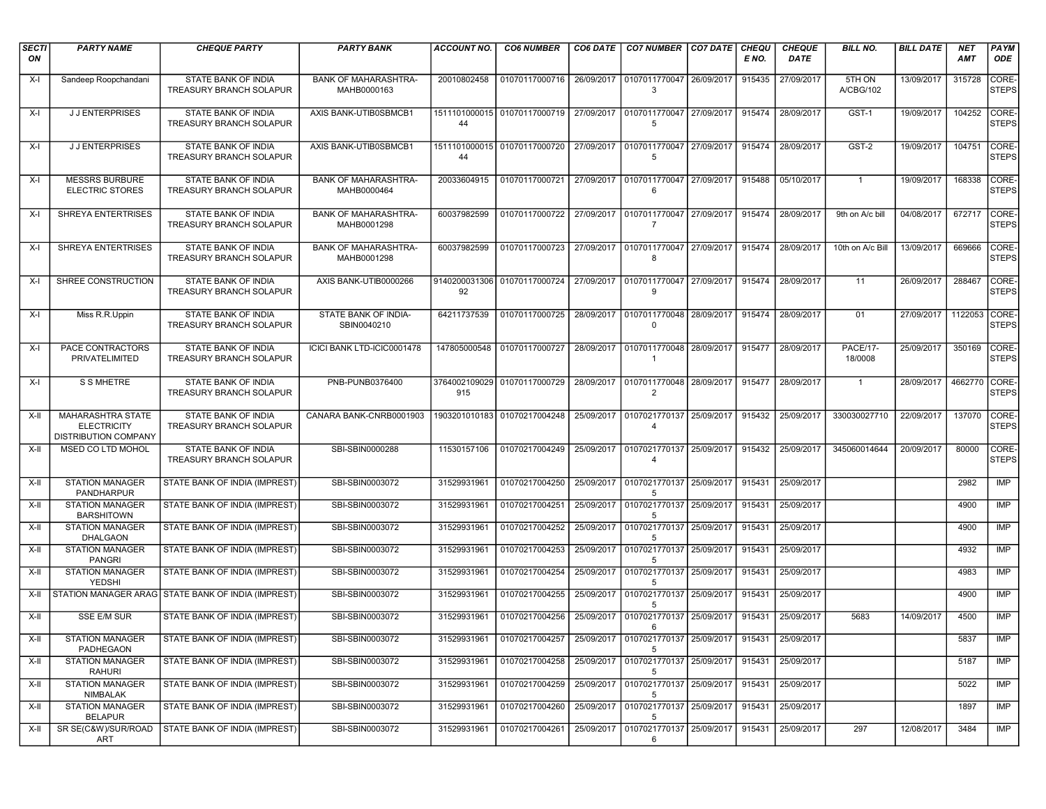| SECTION | PARTY NAME | CHEQUE PARTY | PARTY BANK | ACCOUNT NO. | CO6 NUMBER | CO6 DATE | CO7 NUMBER | CO7 DATE | CHEQUE NO. | CHEQUE DATE | BILL NO. | BILL DATE | NET AMT | PAYMODE |
|---|---|---|---|---|---|---|---|---|---|---|---|---|---|---|
| X-I | Sandeep Roopchandani | STATE BANK OF INDIA TREASURY BRANCH SOLAPUR | BANK OF MAHARASHTRA-MAHB0000163 | 20010802458 | 01070117000716 | 26/09/2017 | 01070117700473 | 26/09/2017 | 915435 | 27/09/2017 | 5TH ON A/CBG/102 | 13/09/2017 | 315728 | CORE-STEPS |
| X-I | J J ENTERPRISES | STATE BANK OF INDIA TREASURY BRANCH SOLAPUR | AXIS BANK-UTIB0SBMCB1 | 151110100001544 | 01070117000719 | 27/09/2017 | 01070117700475 | 27/09/2017 | 915474 | 28/09/2017 | GST-1 | 19/09/2017 | 104252 | CORE-STEPS |
| X-I | J J ENTERPRISES | STATE BANK OF INDIA TREASURY BRANCH SOLAPUR | AXIS BANK-UTIB0SBMCB1 | 151110100001544 | 01070117000720 | 27/09/2017 | 01070117700475 | 27/09/2017 | 915474 | 28/09/2017 | GST-2 | 19/09/2017 | 104751 | CORE-STEPS |
| X-I | MESSRS BURBURE ELECTRIC STORES | STATE BANK OF INDIA TREASURY BRANCH SOLAPUR | BANK OF MAHARASHTRA-MAHB0000464 | 20033604915 | 01070117000721 | 27/09/2017 | 01070117700476 | 27/09/2017 | 915488 | 05/10/2017 | 1 | 19/09/2017 | 168338 | CORE-STEPS |
| X-I | SHREYA ENTERTRISES | STATE BANK OF INDIA TREASURY BRANCH SOLAPUR | BANK OF MAHARASHTRA-MAHB0001298 | 60037982599 | 01070117000722 | 27/09/2017 | 01070117700477 | 27/09/2017 | 915474 | 28/09/2017 | 9th on A/c bill | 04/08/2017 | 672717 | CORE-STEPS |
| X-I | SHREYA ENTERTRISES | STATE BANK OF INDIA TREASURY BRANCH SOLAPUR | BANK OF MAHARASHTRA-MAHB0001298 | 60037982599 | 01070117000723 | 27/09/2017 | 01070117700478 | 27/09/2017 | 915474 | 28/09/2017 | 10th on A/c Bill | 13/09/2017 | 669666 | CORE-STEPS |
| X-I | SHREE CONSTRUCTION | STATE BANK OF INDIA TREASURY BRANCH SOLAPUR | AXIS BANK-UTIB0000266 | 914020003130692 | 01070117000724 | 27/09/2017 | 01070117700479 | 27/09/2017 | 915474 | 28/09/2017 | 11 | 26/09/2017 | 288467 | CORE-STEPS |
| X-I | Miss R.R.Uppin | STATE BANK OF INDIA TREASURY BRANCH SOLAPUR | STATE BANK OF INDIA-SBIN0040210 | 64211737539 | 01070117000725 | 28/09/2017 | 01070117700480 | 28/09/2017 | 915474 | 28/09/2017 | 01 | 27/09/2017 | 1122053 | CORE-STEPS |
| X-I | PACE CONTRACTORS PRIVATELIMITED | STATE BANK OF INDIA TREASURY BRANCH SOLAPUR | ICICI BANK LTD-ICIC0001478 | 147805000548 | 01070117000727 | 28/09/2017 | 01070117700481 | 28/09/2017 | 915477 | 28/09/2017 | PACE/17-18/0008 | 25/09/2017 | 350169 | CORE-STEPS |
| X-I | S S MHETRE | STATE BANK OF INDIA TREASURY BRANCH SOLAPUR | PNB-PUNB0376400 | 3764002109029915 | 01070117000729 | 28/09/2017 | 01070117700482 | 28/09/2017 | 915477 | 28/09/2017 | 1 | 28/09/2017 | 4662770 | CORE-STEPS |
| X-II | MAHARASHTRA STATE ELECTRICITY DISTRIBUTION COMPANY | STATE BANK OF INDIA TREASURY BRANCH SOLAPUR | CANARA BANK-CNRB0001903 | 1903201010183 | 01070217004248 | 25/09/2017 | 01070217701374 | 25/09/2017 | 915432 | 25/09/2017 | 330030027710 | 22/09/2017 | 137070 | CORE-STEPS |
| X-II | MSED CO LTD MOHOL | STATE BANK OF INDIA TREASURY BRANCH SOLAPUR | SBI-SBIN0000288 | 11530157106 | 01070217004249 | 25/09/2017 | 01070217701374 | 25/09/2017 | 915432 | 25/09/2017 | 345060014644 | 20/09/2017 | 80000 | CORE-STEPS |
| X-II | STATION MANAGER PANDHARPUR | STATE BANK OF INDIA (IMPREST) | SBI-SBIN0003072 | 31529931961 | 01070217004250 | 25/09/2017 | 01070217701375 | 25/09/2017 | 915431 | 25/09/2017 | | | 2982 | IMP |
| X-II | STATION MANAGER BARSHITOWN | STATE BANK OF INDIA (IMPREST) | SBI-SBIN0003072 | 31529931961 | 01070217004251 | 25/09/2017 | 01070217701375 | 25/09/2017 | 915431 | 25/09/2017 | | | 4900 | IMP |
| X-II | STATION MANAGER DHALGAON | STATE BANK OF INDIA (IMPREST) | SBI-SBIN0003072 | 31529931961 | 01070217004252 | 25/09/2017 | 01070217701375 | 25/09/2017 | 915431 | 25/09/2017 | | | 4900 | IMP |
| X-II | STATION MANAGER PANGRI | STATE BANK OF INDIA (IMPREST) | SBI-SBIN0003072 | 31529931961 | 01070217004253 | 25/09/2017 | 01070217701375 | 25/09/2017 | 915431 | 25/09/2017 | | | 4932 | IMP |
| X-II | STATION MANAGER YEDSHI | STATE BANK OF INDIA (IMPREST) | SBI-SBIN0003072 | 31529931961 | 01070217004254 | 25/09/2017 | 01070217701375 | 25/09/2017 | 915431 | 25/09/2017 | | | 4983 | IMP |
| X-II | STATION MANAGER ARAG | STATE BANK OF INDIA (IMPREST) | SBI-SBIN0003072 | 31529931961 | 01070217004255 | 25/09/2017 | 01070217701375 | 25/09/2017 | 915431 | 25/09/2017 | | | 4900 | IMP |
| X-II | SSE E/M SUR | STATE BANK OF INDIA (IMPREST) | SBI-SBIN0003072 | 31529931961 | 01070217004256 | 25/09/2017 | 01070217701376 | 25/09/2017 | 915431 | 25/09/2017 | 5683 | 14/09/2017 | 4500 | IMP |
| X-II | STATION MANAGER PADHEGAON | STATE BANK OF INDIA (IMPREST) | SBI-SBIN0003072 | 31529931961 | 01070217004257 | 25/09/2017 | 01070217701375 | 25/09/2017 | 915431 | 25/09/2017 | | | 5837 | IMP |
| X-II | STATION MANAGER RAHURI | STATE BANK OF INDIA (IMPREST) | SBI-SBIN0003072 | 31529931961 | 01070217004258 | 25/09/2017 | 01070217701375 | 25/09/2017 | 915431 | 25/09/2017 | | | 5187 | IMP |
| X-II | STATION MANAGER NIMBALAK | STATE BANK OF INDIA (IMPREST) | SBI-SBIN0003072 | 31529931961 | 01070217004259 | 25/09/2017 | 01070217701375 | 25/09/2017 | 915431 | 25/09/2017 | | | 5022 | IMP |
| X-II | STATION MANAGER BELAPUR | STATE BANK OF INDIA (IMPREST) | SBI-SBIN0003072 | 31529931961 | 01070217004260 | 25/09/2017 | 01070217701375 | 25/09/2017 | 915431 | 25/09/2017 | | | 1897 | IMP |
| X-II | SR SE(C&W)/SUR/ROAD ART | STATE BANK OF INDIA (IMPREST) | SBI-SBIN0003072 | 31529931961 | 01070217004261 | 25/09/2017 | 01070217701376 | 25/09/2017 | 915431 | 25/09/2017 | 297 | 12/08/2017 | 3484 | IMP |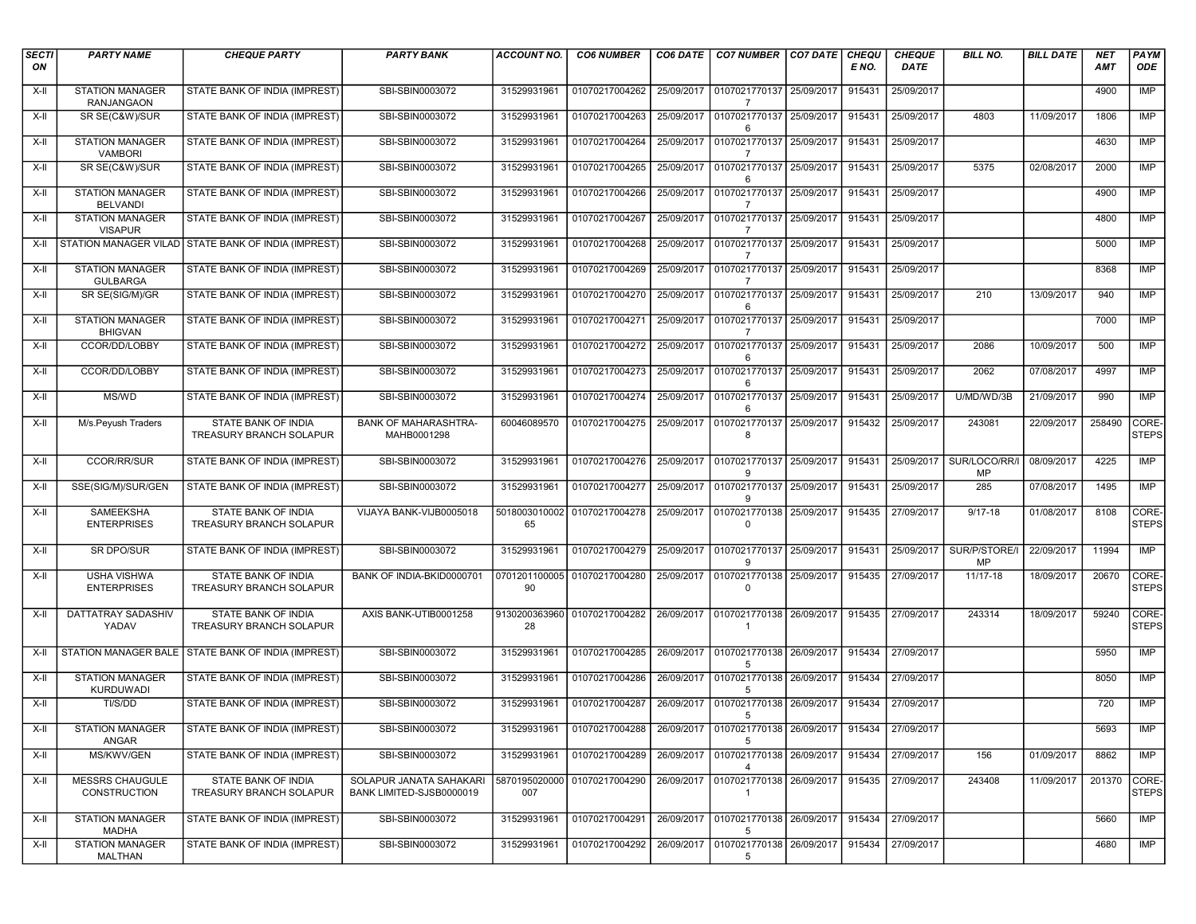| SECTION | PARTY NAME | CHEQUE PARTY | PARTY BANK | ACCOUNT NO. | CO6 NUMBER | CO6 DATE | CO7 NUMBER | CO7 DATE | CHEQUE NO. | CHEQUE DATE | BILL NO. | BILL DATE | NET AMT | PAYMODE |
|---|---|---|---|---|---|---|---|---|---|---|---|---|---|---|
| X-II | STATION MANAGER RANJANGAON | STATE BANK OF INDIA (IMPREST) | SBI-SBIN0003072 | 31529931961 | 01070217004262 | 25/09/2017 | 01070217701377 | 25/09/2017 | 915431 | 25/09/2017 | | | 4900 | IMP |
| X-II | SR SE(C&W)/SUR | STATE BANK OF INDIA (IMPREST) | SBI-SBIN0003072 | 31529931961 | 01070217004263 | 25/09/2017 | 01070217701376 | 25/09/2017 | 915431 | 25/09/2017 | 4803 | 11/09/2017 | 1806 | IMP |
| X-II | STATION MANAGER VAMBORI | STATE BANK OF INDIA (IMPREST) | SBI-SBIN0003072 | 31529931961 | 01070217004264 | 25/09/2017 | 01070217701377 | 25/09/2017 | 915431 | 25/09/2017 | | | 4630 | IMP |
| X-II | SR SE(C&W)/SUR | STATE BANK OF INDIA (IMPREST) | SBI-SBIN0003072 | 31529931961 | 01070217004265 | 25/09/2017 | 01070217701376 | 25/09/2017 | 915431 | 25/09/2017 | 5375 | 02/08/2017 | 2000 | IMP |
| X-II | STATION MANAGER BELVANDI | STATE BANK OF INDIA (IMPREST) | SBI-SBIN0003072 | 31529931961 | 01070217004266 | 25/09/2017 | 01070217701377 | 25/09/2017 | 915431 | 25/09/2017 | | | 4900 | IMP |
| X-II | STATION MANAGER VISAPUR | STATE BANK OF INDIA (IMPREST) | SBI-SBIN0003072 | 31529931961 | 01070217004267 | 25/09/2017 | 01070217701377 | 25/09/2017 | 915431 | 25/09/2017 | | | 4800 | IMP |
| X-II | STATION MANAGER VILAD | STATE BANK OF INDIA (IMPREST) | SBI-SBIN0003072 | 31529931961 | 01070217004268 | 25/09/2017 | 01070217701377 | 25/09/2017 | 915431 | 25/09/2017 | | | 5000 | IMP |
| X-II | STATION MANAGER GULBARGA | STATE BANK OF INDIA (IMPREST) | SBI-SBIN0003072 | 31529931961 | 01070217004269 | 25/09/2017 | 01070217701377 | 25/09/2017 | 915431 | 25/09/2017 | | | 8368 | IMP |
| X-II | SR SE(SIG/M)/GR | STATE BANK OF INDIA (IMPREST) | SBI-SBIN0003072 | 31529931961 | 01070217004270 | 25/09/2017 | 01070217701376 | 25/09/2017 | 915431 | 25/09/2017 | 210 | 13/09/2017 | 940 | IMP |
| X-II | STATION MANAGER BHIGVAN | STATE BANK OF INDIA (IMPREST) | SBI-SBIN0003072 | 31529931961 | 01070217004271 | 25/09/2017 | 01070217701377 | 25/09/2017 | 915431 | 25/09/2017 | | | 7000 | IMP |
| X-II | CCOR/DD/LOBBY | STATE BANK OF INDIA (IMPREST) | SBI-SBIN0003072 | 31529931961 | 01070217004272 | 25/09/2017 | 01070217701376 | 25/09/2017 | 915431 | 25/09/2017 | 2086 | 10/09/2017 | 500 | IMP |
| X-II | CCOR/DD/LOBBY | STATE BANK OF INDIA (IMPREST) | SBI-SBIN0003072 | 31529931961 | 01070217004273 | 25/09/2017 | 01070217701376 | 25/09/2017 | 915431 | 25/09/2017 | 2062 | 07/08/2017 | 4997 | IMP |
| X-II | MS/WD | STATE BANK OF INDIA (IMPREST) | SBI-SBIN0003072 | 31529931961 | 01070217004274 | 25/09/2017 | 01070217701376 | 25/09/2017 | 915431 | 25/09/2017 | U/MD/WD/3B | 21/09/2017 | 990 | IMP |
| X-II | M/s.Peyush Traders | STATE BANK OF INDIA TREASURY BRANCH SOLAPUR | BANK OF MAHARASHTRA-MAHB0001298 | 60046089570 | 01070217004275 | 25/09/2017 | 01070217701378 | 25/09/2017 | 915432 | 25/09/2017 | 243081 | 22/09/2017 | 258490 | CORE-STEPS |
| X-II | CCOR/RR/SUR | STATE BANK OF INDIA (IMPREST) | SBI-SBIN0003072 | 31529931961 | 01070217004276 | 25/09/2017 | 01070217701379 | 25/09/2017 | 915431 | 25/09/2017 | SUR/LOCO/RR/IMP | 08/09/2017 | 4225 | IMP |
| X-II | SSE(SIG/M)/SUR/GEN | STATE BANK OF INDIA (IMPREST) | SBI-SBIN0003072 | 31529931961 | 01070217004277 | 25/09/2017 | 01070217701379 | 25/09/2017 | 915431 | 25/09/2017 | 285 | 07/08/2017 | 1495 | IMP |
| X-II | SAMEEKSHA ENTERPRISES | STATE BANK OF INDIA TREASURY BRANCH SOLAPUR | VIJAYA BANK-VIJB0005018 | 501800301000265 | 01070217004278 | 25/09/2017 | 01070217701380 | 25/09/2017 | 915435 | 27/09/2017 | 9/17-18 | 01/08/2017 | 8108 | CORE-STEPS |
| X-II | SR DPO/SUR | STATE BANK OF INDIA (IMPREST) | SBI-SBIN0003072 | 31529931961 | 01070217004279 | 25/09/2017 | 01070217701379 | 25/09/2017 | 915431 | 25/09/2017 | SUR/P/STORE/IMP | 22/09/2017 | 11994 | IMP |
| X-II | USHA VISHWA ENTERPRISES | STATE BANK OF INDIA TREASURY BRANCH SOLAPUR | BANK OF INDIA-BKID0000701 | 070120110000590 | 01070217004280 | 25/09/2017 | 01070217701380 | 25/09/2017 | 915435 | 27/09/2017 | 11/17-18 | 18/09/2017 | 20670 | CORE-STEPS |
| X-II | DATTATRAY SADASHIV YADAV | STATE BANK OF INDIA TREASURY BRANCH SOLAPUR | AXIS BANK-UTIB0001258 | 913020036396028 | 01070217004282 | 26/09/2017 | 01070217701381 | 26/09/2017 | 915435 | 27/09/2017 | 243314 | 18/09/2017 | 59240 | CORE-STEPS |
| X-II | STATION MANAGER BALE | STATE BANK OF INDIA (IMPREST) | SBI-SBIN0003072 | 31529931961 | 01070217004285 | 26/09/2017 | 01070217701385 | 26/09/2017 | 915434 | 27/09/2017 | | | 5950 | IMP |
| X-II | STATION MANAGER KURDUWADI | STATE BANK OF INDIA (IMPREST) | SBI-SBIN0003072 | 31529931961 | 01070217004286 | 26/09/2017 | 01070217701385 | 26/09/2017 | 915434 | 27/09/2017 | | | 8050 | IMP |
| X-II | TI/S/DD | STATE BANK OF INDIA (IMPREST) | SBI-SBIN0003072 | 31529931961 | 01070217004287 | 26/09/2017 | 01070217701385 | 26/09/2017 | 915434 | 27/09/2017 | | | 720 | IMP |
| X-II | STATION MANAGER ANGAR | STATE BANK OF INDIA (IMPREST) | SBI-SBIN0003072 | 31529931961 | 01070217004288 | 26/09/2017 | 01070217701385 | 26/09/2017 | 915434 | 27/09/2017 | | | 5693 | IMP |
| X-II | MS/KWV/GEN | STATE BANK OF INDIA (IMPREST) | SBI-SBIN0003072 | 31529931961 | 01070217004289 | 26/09/2017 | 01070217701384 | 26/09/2017 | 915434 | 27/09/2017 | 156 | 01/09/2017 | 8862 | IMP |
| X-II | MESSRS CHAUGULE CONSTRUCTION | STATE BANK OF INDIA TREASURY BRANCH SOLAPUR | SOLAPUR JANATA SAHAKARI BANK LIMITED-SJSB0000019 | 5870195020000007 | 01070217004290 | 26/09/2017 | 01070217701381 | 26/09/2017 | 915435 | 27/09/2017 | 243408 | 11/09/2017 | 201370 | CORE-STEPS |
| X-II | STATION MANAGER MADHA | STATE BANK OF INDIA (IMPREST) | SBI-SBIN0003072 | 31529931961 | 01070217004291 | 26/09/2017 | 01070217701385 | 26/09/2017 | 915434 | 27/09/2017 | | | 5660 | IMP |
| X-II | STATION MANAGER MALTHAN | STATE BANK OF INDIA (IMPREST) | SBI-SBIN0003072 | 31529931961 | 01070217004292 | 26/09/2017 | 01070217701385 | 26/09/2017 | 915434 | 27/09/2017 | | | 4680 | IMP |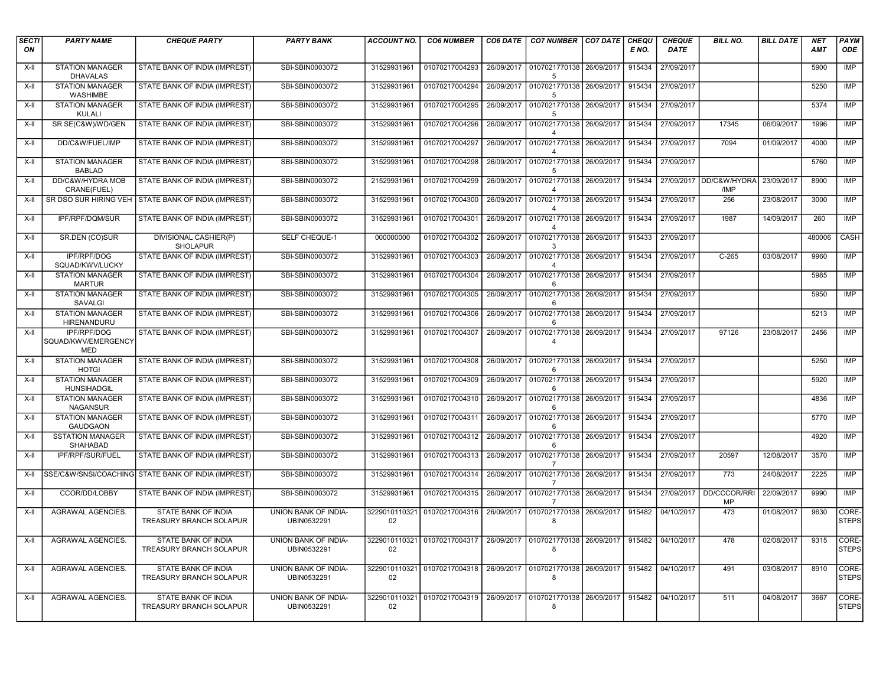| SECTION | PARTY NAME | CHEQUE PARTY | PARTY BANK | ACCOUNT NO. | CO6 NUMBER | CO6 DATE | CO7 NUMBER | CO7 DATE | CHEQUE NO. | CHEQUE DATE | BILL NO. | BILL DATE | NET AMT | PAYMODE |
|---|---|---|---|---|---|---|---|---|---|---|---|---|---|---|
| X-II | STATION MANAGER DHAVALAS | STATE BANK OF INDIA (IMPREST) | SBI-SBIN0003072 | 31529931961 | 01070217004293 | 26/09/2017 | 01070217701385 | 26/09/2017 | 915434 | 27/09/2017 | | | 5900 | IMP |
| X-II | STATION MANAGER WASHIMBE | STATE BANK OF INDIA (IMPREST) | SBI-SBIN0003072 | 31529931961 | 01070217004294 | 26/09/2017 | 01070217701385 | 26/09/2017 | 915434 | 27/09/2017 | | | 5250 | IMP |
| X-II | STATION MANAGER KULALI | STATE BANK OF INDIA (IMPREST) | SBI-SBIN0003072 | 31529931961 | 01070217004295 | 26/09/2017 | 01070217701385 | 26/09/2017 | 915434 | 27/09/2017 | | | 5374 | IMP |
| X-II | SR SE(C&W)/WD/GEN | STATE BANK OF INDIA (IMPREST) | SBI-SBIN0003072 | 31529931961 | 01070217004296 | 26/09/2017 | 01070217701384 | 26/09/2017 | 915434 | 27/09/2017 | 17345 | 06/09/2017 | 1996 | IMP |
| X-II | DD/C&W/FUEL/IMP | STATE BANK OF INDIA (IMPREST) | SBI-SBIN0003072 | 31529931961 | 01070217004297 | 26/09/2017 | 01070217701384 | 26/09/2017 | 915434 | 27/09/2017 | 7094 | 01/09/2017 | 4000 | IMP |
| X-II | STATION MANAGER BABLAD | STATE BANK OF INDIA (IMPREST) | SBI-SBIN0003072 | 31529931961 | 01070217004298 | 26/09/2017 | 01070217701385 | 26/09/2017 | 915434 | 27/09/2017 | | | 5760 | IMP |
| X-II | DD/C&W/HYDRA MOB CRANE(FUEL) | STATE BANK OF INDIA (IMPREST) | SBI-SBIN0003072 | 21529931961 | 01070217004299 | 26/09/2017 | 01070217701384 | 26/09/2017 | 915434 | 27/09/2017 | DD/C&W/HYDRA /IMP | 23/09/2017 | 8900 | IMP |
| X-II | SR DSO SUR HIRING VEH | STATE BANK OF INDIA (IMPREST) | SBI-SBIN0003072 | 31529931961 | 01070217004300 | 26/09/2017 | 01070217701384 | 26/09/2017 | 915434 | 27/09/2017 | 256 | 23/08/2017 | 3000 | IMP |
| X-II | IPF/RPF/DQM/SUR | STATE BANK OF INDIA (IMPREST) | SBI-SBIN0003072 | 31529931961 | 01070217004301 | 26/09/2017 | 01070217701384 | 26/09/2017 | 915434 | 27/09/2017 | 1987 | 14/09/2017 | 260 | IMP |
| X-II | SR.DEN (CO)SUR | DIVISIONAL CASHIER(P) SHOLAPUR | SELF CHEQUE-1 | 000000000 | 01070217004302 | 26/09/2017 | 01070217701383 | 26/09/2017 | 915433 | 27/09/2017 | | | 480006 | CASH |
| X-II | IPF/RPF/DOG SQUAD/KWV/LUCKY | STATE BANK OF INDIA (IMPREST) | SBI-SBIN0003072 | 31529931961 | 01070217004303 | 26/09/2017 | 01070217701384 | 26/09/2017 | 915434 | 27/09/2017 | C-265 | 03/08/2017 | 9960 | IMP |
| X-II | STATION MANAGER MARTUR | STATE BANK OF INDIA (IMPREST) | SBI-SBIN0003072 | 31529931961 | 01070217004304 | 26/09/2017 | 01070217701386 | 26/09/2017 | 915434 | 27/09/2017 | | | 5985 | IMP |
| X-II | STATION MANAGER SAVALGI | STATE BANK OF INDIA (IMPREST) | SBI-SBIN0003072 | 31529931961 | 01070217004305 | 26/09/2017 | 01070217701386 | 26/09/2017 | 915434 | 27/09/2017 | | | 5950 | IMP |
| X-II | STATION MANAGER HIRENANDURU | STATE BANK OF INDIA (IMPREST) | SBI-SBIN0003072 | 31529931961 | 01070217004306 | 26/09/2017 | 01070217701386 | 26/09/2017 | 915434 | 27/09/2017 | | | 5213 | IMP |
| X-II | IPF/RPF/DOG SQUAD/KWV/EMERGENCY MED | STATE BANK OF INDIA (IMPREST) | SBI-SBIN0003072 | 31529931961 | 01070217004307 | 26/09/2017 | 01070217701384 | 26/09/2017 | 915434 | 27/09/2017 | 97126 | 23/08/2017 | 2456 | IMP |
| X-II | STATION MANAGER HOTGI | STATE BANK OF INDIA (IMPREST) | SBI-SBIN0003072 | 31529931961 | 01070217004308 | 26/09/2017 | 01070217701386 | 26/09/2017 | 915434 | 27/09/2017 | | | 5250 | IMP |
| X-II | STATION MANAGER HUNSIHADGIL | STATE BANK OF INDIA (IMPREST) | SBI-SBIN0003072 | 31529931961 | 01070217004309 | 26/09/2017 | 01070217701386 | 26/09/2017 | 915434 | 27/09/2017 | | | 5920 | IMP |
| X-II | STATION MANAGER NAGANSUR | STATE BANK OF INDIA (IMPREST) | SBI-SBIN0003072 | 31529931961 | 01070217004310 | 26/09/2017 | 01070217701386 | 26/09/2017 | 915434 | 27/09/2017 | | | 4836 | IMP |
| X-II | STATION MANAGER GAUDGAON | STATE BANK OF INDIA (IMPREST) | SBI-SBIN0003072 | 31529931961 | 01070217004311 | 26/09/2017 | 01070217701386 | 26/09/2017 | 915434 | 27/09/2017 | | | 5770 | IMP |
| X-II | SSTATION MANAGER SHAHABAD | STATE BANK OF INDIA (IMPREST) | SBI-SBIN0003072 | 31529931961 | 01070217004312 | 26/09/2017 | 01070217701386 | 26/09/2017 | 915434 | 27/09/2017 | | | 4920 | IMP |
| X-II | IPF/RPF/SUR/FUEL | STATE BANK OF INDIA (IMPREST) | SBI-SBIN0003072 | 31529931961 | 01070217004313 | 26/09/2017 | 01070217701387 | 26/09/2017 | 915434 | 27/09/2017 | 20597 | 12/08/2017 | 3570 | IMP |
| X-II | SSE/C&W/SNSI/COACHING | STATE BANK OF INDIA (IMPREST) | SBI-SBIN0003072 | 31529931961 | 01070217004314 | 26/09/2017 | 01070217701387 | 26/09/2017 | 915434 | 27/09/2017 | 773 | 24/08/2017 | 2225 | IMP |
| X-II | CCOR/DD/LOBBY | STATE BANK OF INDIA (IMPREST) | SBI-SBIN0003072 | 31529931961 | 01070217004315 | 26/09/2017 | 01070217701387 | 26/09/2017 | 915434 | 27/09/2017 | DD/CCCOR/RRI MP | 22/09/2017 | 9990 | IMP |
| X-II | AGRAWAL AGENCIES. | STATE BANK OF INDIA TREASURY BRANCH SOLAPUR | UNION BANK OF INDIA-UBIN0532291 | 322901011032102 | 01070217004316 | 26/09/2017 | 01070217701388 | 26/09/2017 | 915482 | 04/10/2017 | 473 | 01/08/2017 | 9630 | CORE-STEPS |
| X-II | AGRAWAL AGENCIES. | STATE BANK OF INDIA TREASURY BRANCH SOLAPUR | UNION BANK OF INDIA-UBIN0532291 | 322901011032102 | 01070217004317 | 26/09/2017 | 01070217701388 | 26/09/2017 | 915482 | 04/10/2017 | 478 | 02/08/2017 | 9315 | CORE-STEPS |
| X-II | AGRAWAL AGENCIES. | STATE BANK OF INDIA TREASURY BRANCH SOLAPUR | UNION BANK OF INDIA-UBIN0532291 | 322901011032102 | 01070217004318 | 26/09/2017 | 01070217701388 | 26/09/2017 | 915482 | 04/10/2017 | 491 | 03/08/2017 | 8910 | CORE-STEPS |
| X-II | AGRAWAL AGENCIES. | STATE BANK OF INDIA TREASURY BRANCH SOLAPUR | UNION BANK OF INDIA-UBIN0532291 | 322901011032102 | 01070217004319 | 26/09/2017 | 01070217701388 | 26/09/2017 | 915482 | 04/10/2017 | 511 | 04/08/2017 | 3667 | CORE-STEPS |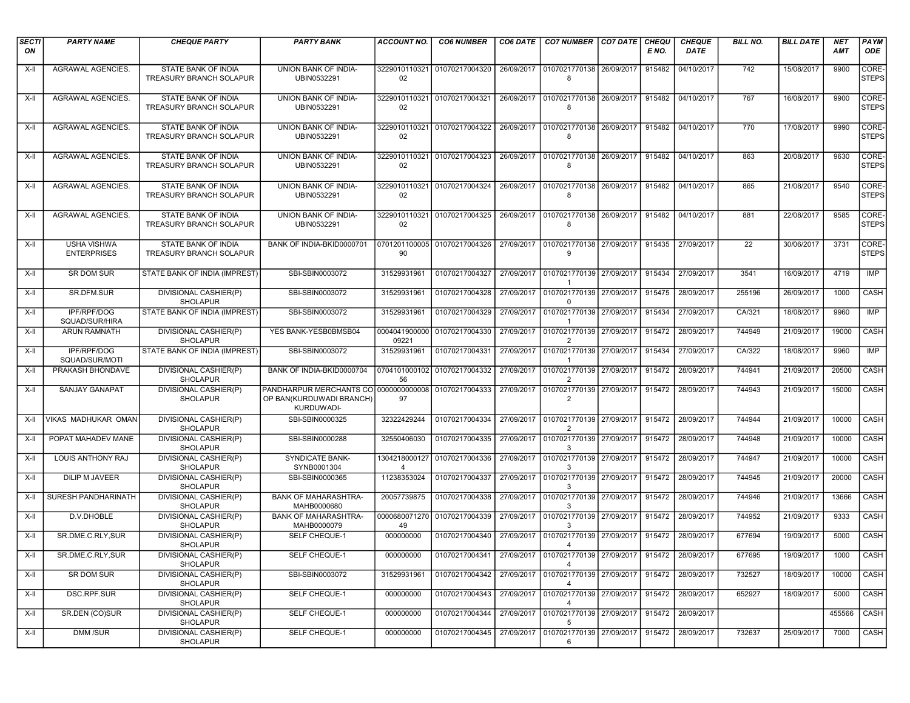| SECTION | PARTY NAME | CHEQUE PARTY | PARTY BANK | ACCOUNT NO. | CO6 NUMBER | CO6 DATE | CO7 NUMBER | CO7 DATE | CHEQUE NO. | CHEQUE DATE | BILL NO. | BILL DATE | NET AMT | PAYMODE |
|---|---|---|---|---|---|---|---|---|---|---|---|---|---|---|
| X-II | AGRAWAL AGENCIES. | STATE BANK OF INDIA TREASURY BRANCH SOLAPUR | UNION BANK OF INDIA-UBIN0532291 | 322901011032102 | 01070217004320 | 26/09/2017 | 01070217701388 | 26/09/2017 | 915482 | 04/10/2017 | 742 | 15/08/2017 | 9900 | CORE-STEPS |
| X-II | AGRAWAL AGENCIES. | STATE BANK OF INDIA TREASURY BRANCH SOLAPUR | UNION BANK OF INDIA-UBIN0532291 | 322901011032102 | 01070217004321 | 26/09/2017 | 01070217701388 | 26/09/2017 | 915482 | 04/10/2017 | 767 | 16/08/2017 | 9900 | CORE-STEPS |
| X-II | AGRAWAL AGENCIES. | STATE BANK OF INDIA TREASURY BRANCH SOLAPUR | UNION BANK OF INDIA-UBIN0532291 | 322901011032102 | 01070217004322 | 26/09/2017 | 01070217701388 | 26/09/2017 | 915482 | 04/10/2017 | 770 | 17/08/2017 | 9990 | CORE-STEPS |
| X-II | AGRAWAL AGENCIES. | STATE BANK OF INDIA TREASURY BRANCH SOLAPUR | UNION BANK OF INDIA-UBIN0532291 | 322901011032102 | 01070217004323 | 26/09/2017 | 01070217701388 | 26/09/2017 | 915482 | 04/10/2017 | 863 | 20/08/2017 | 9630 | CORE-STEPS |
| X-II | AGRAWAL AGENCIES. | STATE BANK OF INDIA TREASURY BRANCH SOLAPUR | UNION BANK OF INDIA-UBIN0532291 | 322901011032102 | 01070217004324 | 26/09/2017 | 01070217701388 | 26/09/2017 | 915482 | 04/10/2017 | 865 | 21/08/2017 | 9540 | CORE-STEPS |
| X-II | AGRAWAL AGENCIES. | STATE BANK OF INDIA TREASURY BRANCH SOLAPUR | UNION BANK OF INDIA-UBIN0532291 | 322901011032102 | 01070217004325 | 26/09/2017 | 01070217701388 | 26/09/2017 | 915482 | 04/10/2017 | 881 | 22/08/2017 | 9585 | CORE-STEPS |
| X-II | USHA VISHWA ENTERPRISES | STATE BANK OF INDIA TREASURY BRANCH SOLAPUR | BANK OF INDIA-BKID0000701 | 070120110000590 | 01070217004326 | 27/09/2017 | 01070217701389 | 27/09/2017 | 915435 | 27/09/2017 | 22 | 30/06/2017 | 3731 | CORE-STEPS |
| X-II | SR DOM SUR | STATE BANK OF INDIA (IMPREST) | SBI-SBIN0003072 | 31529931961 | 01070217004327 | 27/09/2017 | 01070217701391 | 27/09/2017 | 915434 | 27/09/2017 | 3541 | 16/09/2017 | 4719 | IMP |
| X-II | SR.DFM.SUR | DIVISIONAL CASHIER(P) SHOLAPUR | SBI-SBIN0003072 | 31529931961 | 01070217004328 | 27/09/2017 | 01070217701390 | 27/09/2017 | 915475 | 28/09/2017 | 255196 | 26/09/2017 | 1000 | CASH |
| X-II | IPF/RPF/DOG SQUAD/SUR/HIRA | STATE BANK OF INDIA (IMPREST) | SBI-SBIN0003072 | 31529931961 | 01070217004329 | 27/09/2017 | 01070217701391 | 27/09/2017 | 915434 | 27/09/2017 | CA/321 | 18/08/2017 | 9960 | IMP |
| X-II | ARUN RAMNATH | DIVISIONAL CASHIER(P) SHOLAPUR | YES BANK-YESB0BMSB04 | 000404190000009221 | 01070217004330 | 27/09/2017 | 01070217701392 | 27/09/2017 | 915472 | 28/09/2017 | 744949 | 21/09/2017 | 19000 | CASH |
| X-II | IPF/RPF/DOG SQUAD/SUR/MOTI | STATE BANK OF INDIA (IMPREST) | SBI-SBIN0003072 | 31529931961 | 01070217004331 | 27/09/2017 | 01070217701391 | 27/09/2017 | 915434 | 27/09/2017 | CA/322 | 18/08/2017 | 9960 | IMP |
| X-II | PRAKASH BHONDAVE | DIVISIONAL CASHIER(P) SHOLAPUR | BANK OF INDIA-BKID0000704 | 070410100010256 | 01070217004332 | 27/09/2017 | 01070217701392 | 27/09/2017 | 915472 | 28/09/2017 | 744941 | 21/09/2017 | 20500 | CASH |
| X-II | SANJAY GANAPAT | DIVISIONAL CASHIER(P) SHOLAPUR | PANDHARPUR MERCHANTS CO OP BAN(KURDUWADI BRANCH) KURDUWADI- | 000000000000897 | 01070217004333 | 27/09/2017 | 01070217701392 | 27/09/2017 | 915472 | 28/09/2017 | 744943 | 21/09/2017 | 15000 | CASH |
| X-II | VIKAS MADHUKAR OMAN | DIVISIONAL CASHIER(P) SHOLAPUR | SBI-SBIN0000325 | 32322429244 | 01070217004334 | 27/09/2017 | 01070217701392 | 27/09/2017 | 915472 | 28/09/2017 | 744944 | 21/09/2017 | 10000 | CASH |
| X-II | POPAT MAHADEV MANE | DIVISIONAL CASHIER(P) SHOLAPUR | SBI-SBIN0000288 | 32550406030 | 01070217004335 | 27/09/2017 | 01070217701393 | 27/09/2017 | 915472 | 28/09/2017 | 744948 | 21/09/2017 | 10000 | CASH |
| X-II | LOUIS ANTHONY RAJ | DIVISIONAL CASHIER(P) SHOLAPUR | SYNDICATE BANK-SYNB0001304 | 13042180001274 | 01070217004336 | 27/09/2017 | 01070217701393 | 27/09/2017 | 915472 | 28/09/2017 | 744947 | 21/09/2017 | 10000 | CASH |
| X-II | DILIP M JAVEER | DIVISIONAL CASHIER(P) SHOLAPUR | SBI-SBIN0000365 | 11238353024 | 01070217004337 | 27/09/2017 | 01070217701393 | 27/09/2017 | 915472 | 28/09/2017 | 744945 | 21/09/2017 | 20000 | CASH |
| X-II | SURESH PANDHARINATH | DIVISIONAL CASHIER(P) SHOLAPUR | BANK OF MAHARASHTRA-MAHB0000680 | 20057739875 | 01070217004338 | 27/09/2017 | 01070217701393 | 27/09/2017 | 915472 | 28/09/2017 | 744946 | 21/09/2017 | 13666 | CASH |
| X-II | D.V.DHOBLE | DIVISIONAL CASHIER(P) SHOLAPUR | BANK OF MAHARASHTRA-MAHB0000079 | 000068007127049 | 01070217004339 | 27/09/2017 | 01070217701393 | 27/09/2017 | 915472 | 28/09/2017 | 744952 | 21/09/2017 | 9333 | CASH |
| X-II | SR.DME.C.RLY,SUR | DIVISIONAL CASHIER(P) SHOLAPUR | SELF CHEQUE-1 | 000000000 | 01070217004340 | 27/09/2017 | 01070217701394 | 27/09/2017 | 915472 | 28/09/2017 | 677694 | 19/09/2017 | 5000 | CASH |
| X-II | SR.DME.C.RLY,SUR | DIVISIONAL CASHIER(P) SHOLAPUR | SELF CHEQUE-1 | 000000000 | 01070217004341 | 27/09/2017 | 01070217701394 | 27/09/2017 | 915472 | 28/09/2017 | 677695 | 19/09/2017 | 1000 | CASH |
| X-II | SR DOM SUR | DIVISIONAL CASHIER(P) SHOLAPUR | SBI-SBIN0003072 | 31529931961 | 01070217004342 | 27/09/2017 | 01070217701394 | 27/09/2017 | 915472 | 28/09/2017 | 732527 | 18/09/2017 | 10000 | CASH |
| X-II | DSC.RPF.SUR | DIVISIONAL CASHIER(P) SHOLAPUR | SELF CHEQUE-1 | 000000000 | 01070217004343 | 27/09/2017 | 01070217701394 | 27/09/2017 | 915472 | 28/09/2017 | 652927 | 18/09/2017 | 5000 | CASH |
| X-II | SR.DEN (CO)SUR | DIVISIONAL CASHIER(P) SHOLAPUR | SELF CHEQUE-1 | 000000000 | 01070217004344 | 27/09/2017 | 01070217701395 | 27/09/2017 | 915472 | 28/09/2017 | | | 455566 | CASH |
| X-II | DMM /SUR | DIVISIONAL CASHIER(P) SHOLAPUR | SELF CHEQUE-1 | 000000000 | 01070217004345 | 27/09/2017 | 01070217701396 | 27/09/2017 | 915472 | 28/09/2017 | 732637 | 25/09/2017 | 7000 | CASH |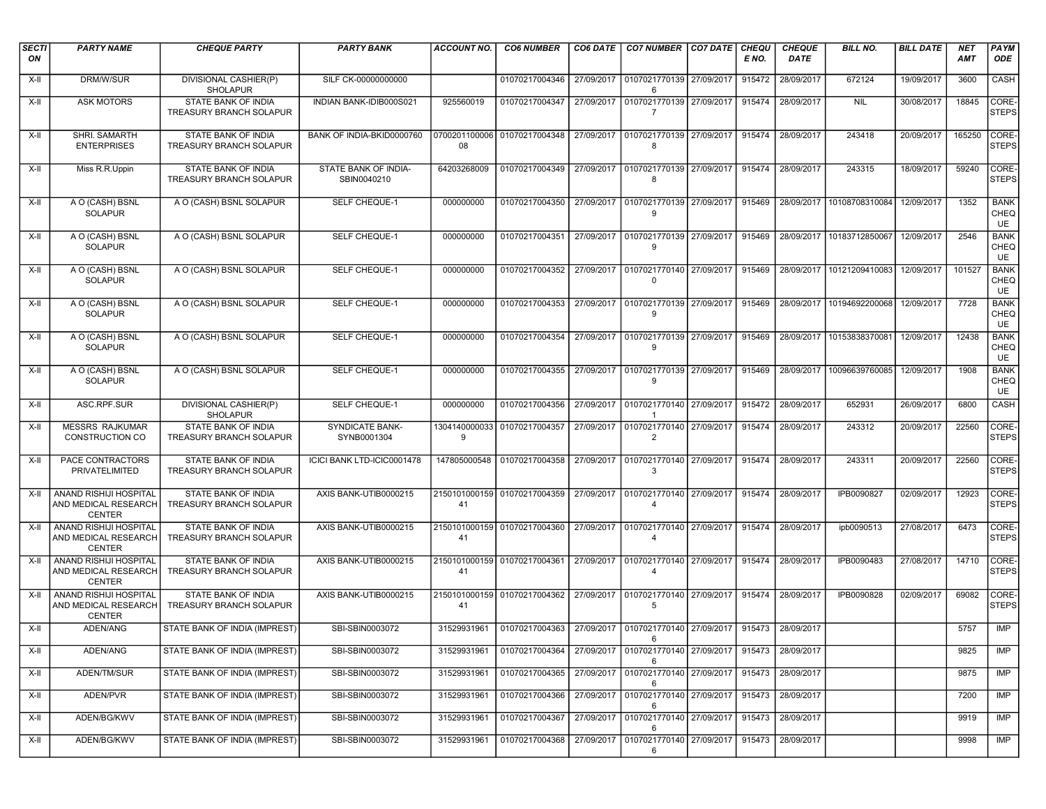| SECTION | PARTY NAME | CHEQUE PARTY | PARTY BANK | ACCOUNT NO. | CO6 NUMBER | CO6 DATE | CO7 NUMBER | CO7 DATE | CHEQUE NO. | CHEQUE DATE | BILL NO. | BILL DATE | NET AMT | PAYMODE |
|---|---|---|---|---|---|---|---|---|---|---|---|---|---|---|
| X-II | DRM/W/SUR | DIVISIONAL CASHIER(P) SHOLAPUR | SILF CK-00000000000 | | 01070217004346 | 27/09/2017 | 01070217701396 | 27/09/2017 | 915472 | 28/09/2017 | 672124 | 19/09/2017 | 3600 | CASH |
| X-II | ASK MOTORS | STATE BANK OF INDIA TREASURY BRANCH SOLAPUR | INDIAN BANK-IDIB000S021 | 925560019 | 01070217004347 | 27/09/2017 | 01070217701397 | 27/09/2017 | 915474 | 28/09/2017 | NIL | 30/08/2017 | 18845 | CORE-STEPS |
| X-II | SHRI. SAMARTH ENTERPRISES | STATE BANK OF INDIA TREASURY BRANCH SOLAPUR | BANK OF INDIA-BKID0000760 | 070020110000608 | 01070217004348 | 27/09/2017 | 01070217701398 | 27/09/2017 | 915474 | 28/09/2017 | 243418 | 20/09/2017 | 165250 | CORE-STEPS |
| X-II | Miss R.R.Uppin | STATE BANK OF INDIA TREASURY BRANCH SOLAPUR | STATE BANK OF INDIA-SBIN0040210 | 64203268009 | 01070217004349 | 27/09/2017 | 01070217701398 | 27/09/2017 | 915474 | 28/09/2017 | 243315 | 18/09/2017 | 59240 | CORE-STEPS |
| X-II | A O (CASH) BSNL SOLAPUR | A O (CASH) BSNL SOLAPUR | SELF CHEQUE-1 | 000000000 | 01070217004350 | 27/09/2017 | 01070217701399 | 27/09/2017 | 915469 | 28/09/2017 | 10108708310084 | 12/09/2017 | 1352 | BANK CHEQUE |
| X-II | A O (CASH) BSNL SOLAPUR | A O (CASH) BSNL SOLAPUR | SELF CHEQUE-1 | 000000000 | 01070217004351 | 27/09/2017 | 01070217701399 | 27/09/2017 | 915469 | 28/09/2017 | 10183712850067 | 12/09/2017 | 2546 | BANK CHEQUE |
| X-II | A O (CASH) BSNL SOLAPUR | A O (CASH) BSNL SOLAPUR | SELF CHEQUE-1 | 000000000 | 01070217004352 | 27/09/2017 | 01070217701400 | 27/09/2017 | 915469 | 28/09/2017 | 10121209410083 | 12/09/2017 | 101527 | BANK CHEQUE |
| X-II | A O (CASH) BSNL SOLAPUR | A O (CASH) BSNL SOLAPUR | SELF CHEQUE-1 | 000000000 | 01070217004353 | 27/09/2017 | 01070217701399 | 27/09/2017 | 915469 | 28/09/2017 | 10194692200068 | 12/09/2017 | 7728 | BANK CHEQUE |
| X-II | A O (CASH) BSNL SOLAPUR | A O (CASH) BSNL SOLAPUR | SELF CHEQUE-1 | 000000000 | 01070217004354 | 27/09/2017 | 01070217701399 | 27/09/2017 | 915469 | 28/09/2017 | 10153838370081 | 12/09/2017 | 12438 | BANK CHEQUE |
| X-II | A O (CASH) BSNL SOLAPUR | A O (CASH) BSNL SOLAPUR | SELF CHEQUE-1 | 000000000 | 01070217004355 | 27/09/2017 | 01070217701399 | 27/09/2017 | 915469 | 28/09/2017 | 10096639760085 | 12/09/2017 | 1908 | BANK CHEQUE |
| X-II | ASC.RPF.SUR | DIVISIONAL CASHIER(P) SHOLAPUR | SELF CHEQUE-1 | 000000000 | 01070217004356 | 27/09/2017 | 01070217701401 | 27/09/2017 | 915472 | 28/09/2017 | 652931 | 26/09/2017 | 6800 | CASH |
| X-II | MESSRS RAJKUMAR CONSTRUCTION CO | STATE BANK OF INDIA TREASURY BRANCH SOLAPUR | SYNDICATE BANK-SYNB0001304 | 13041400000339 | 01070217004357 | 27/09/2017 | 01070217701402 | 27/09/2017 | 915474 | 28/09/2017 | 243312 | 20/09/2017 | 22560 | CORE-STEPS |
| X-II | PACE CONTRACTORS PRIVATELIMITED | STATE BANK OF INDIA TREASURY BRANCH SOLAPUR | ICICI BANK LTD-ICIC0001478 | 147805000548 | 01070217004358 | 27/09/2017 | 01070217701403 | 27/09/2017 | 915474 | 28/09/2017 | 243311 | 20/09/2017 | 22560 | CORE-STEPS |
| X-II | ANAND RISHIJI HOSPITAL AND MEDICAL RESEARCH CENTER | STATE BANK OF INDIA TREASURY BRANCH SOLAPUR | AXIS BANK-UTIB0000215 | 215010100015941 | 01070217004359 | 27/09/2017 | 01070217701404 | 27/09/2017 | 915474 | 28/09/2017 | IPB0090827 | 02/09/2017 | 12923 | CORE-STEPS |
| X-II | ANAND RISHIJI HOSPITAL AND MEDICAL RESEARCH CENTER | STATE BANK OF INDIA TREASURY BRANCH SOLAPUR | AXIS BANK-UTIB0000215 | 215010100015941 | 01070217004360 | 27/09/2017 | 01070217701404 | 27/09/2017 | 915474 | 28/09/2017 | ipb0090513 | 27/08/2017 | 6473 | CORE-STEPS |
| X-II | ANAND RISHIJI HOSPITAL AND MEDICAL RESEARCH CENTER | STATE BANK OF INDIA TREASURY BRANCH SOLAPUR | AXIS BANK-UTIB0000215 | 215010100015941 | 01070217004361 | 27/09/2017 | 01070217701404 | 27/09/2017 | 915474 | 28/09/2017 | IPB0090483 | 27/08/2017 | 14710 | CORE-STEPS |
| X-II | ANAND RISHIJI HOSPITAL AND MEDICAL RESEARCH CENTER | STATE BANK OF INDIA TREASURY BRANCH SOLAPUR | AXIS BANK-UTIB0000215 | 215010100015941 | 01070217004362 | 27/09/2017 | 01070217701405 | 27/09/2017 | 915474 | 28/09/2017 | IPB0090828 | 02/09/2017 | 69082 | CORE-STEPS |
| X-II | ADEN/ANG | STATE BANK OF INDIA (IMPREST) | SBI-SBIN0003072 | 31529931961 | 01070217004363 | 27/09/2017 | 01070217701406 | 27/09/2017 | 915473 | 28/09/2017 | | | 5757 | IMP |
| X-II | ADEN/ANG | STATE BANK OF INDIA (IMPREST) | SBI-SBIN0003072 | 31529931961 | 01070217004364 | 27/09/2017 | 01070217701406 | 27/09/2017 | 915473 | 28/09/2017 | | | 9825 | IMP |
| X-II | ADEN/TM/SUR | STATE BANK OF INDIA (IMPREST) | SBI-SBIN0003072 | 31529931961 | 01070217004365 | 27/09/2017 | 01070217701406 | 27/09/2017 | 915473 | 28/09/2017 | | | 9875 | IMP |
| X-II | ADEN/PVR | STATE BANK OF INDIA (IMPREST) | SBI-SBIN0003072 | 31529931961 | 01070217004366 | 27/09/2017 | 01070217701406 | 27/09/2017 | 915473 | 28/09/2017 | | | 7200 | IMP |
| X-II | ADEN/BG/KWV | STATE BANK OF INDIA (IMPREST) | SBI-SBIN0003072 | 31529931961 | 01070217004367 | 27/09/2017 | 01070217701406 | 27/09/2017 | 915473 | 28/09/2017 | | | 9919 | IMP |
| X-II | ADEN/BG/KWV | STATE BANK OF INDIA (IMPREST) | SBI-SBIN0003072 | 31529931961 | 01070217004368 | 27/09/2017 | 01070217701406 | 27/09/2017 | 915473 | 28/09/2017 | | | 9998 | IMP |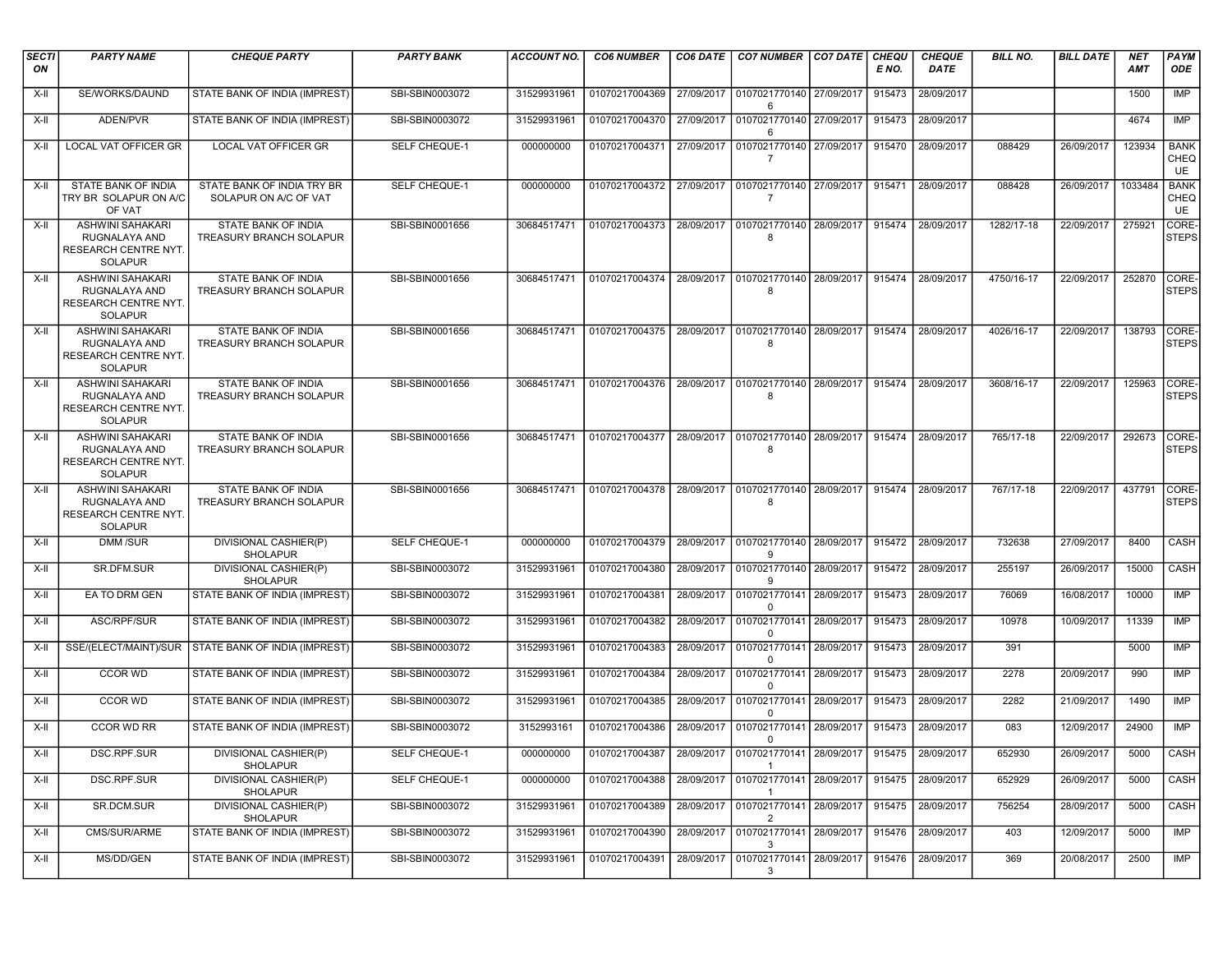| SECTION | PARTY NAME | CHEQUE PARTY | PARTY BANK | ACCOUNT NO. | CO6 NUMBER | CO6 DATE | CO7 NUMBER | CO7 DATE | CHEQUE NO. | CHEQUE DATE | BILL NO. | BILL DATE | NET AMT | PAYMODE |
|---|---|---|---|---|---|---|---|---|---|---|---|---|---|---|
| X-II | SE/WORKS/DAUND | STATE BANK OF INDIA (IMPREST) | SBI-SBIN0003072 | 31529931961 | 01070217004369 | 27/09/2017 | 01070217701406 | 27/09/2017 | 915473 | 28/09/2017 | | | 1500 | IMP |
| X-II | ADEN/PVR | STATE BANK OF INDIA (IMPREST) | SBI-SBIN0003072 | 31529931961 | 01070217004370 | 27/09/2017 | 01070217701406 | 27/09/2017 | 915473 | 28/09/2017 | | | 4674 | IMP |
| X-II | LOCAL VAT OFFICER GR | LOCAL VAT OFFICER GR | SELF CHEQUE-1 | 000000000 | 01070217004371 | 27/09/2017 | 01070217701407 | 27/09/2017 | 915470 | 28/09/2017 | 088429 | 26/09/2017 | 123934 | BANK CHEQUE |
| X-II | STATE BANK OF INDIA TRY BR SOLAPUR ON A/C OF VAT | STATE BANK OF INDIA TRY BR SOLAPUR ON A/C OF VAT | SELF CHEQUE-1 | 000000000 | 01070217004372 | 27/09/2017 | 01070217701407 | 27/09/2017 | 915471 | 28/09/2017 | 088428 | 26/09/2017 | 1033484 | BANK CHEQUE |
| X-II | ASHWINI SAHAKARI RUGNALAYA AND RESEARCH CENTRE NYT. SOLAPUR | STATE BANK OF INDIA TREASURY BRANCH SOLAPUR | SBI-SBIN0001656 | 30684517471 | 01070217004373 | 28/09/2017 | 01070217701408 | 28/09/2017 | 915474 | 28/09/2017 | 1282/17-18 | 22/09/2017 | 275921 | CORE-STEPS |
| X-II | ASHWINI SAHAKARI RUGNALAYA AND RESEARCH CENTRE NYT. SOLAPUR | STATE BANK OF INDIA TREASURY BRANCH SOLAPUR | SBI-SBIN0001656 | 30684517471 | 01070217004374 | 28/09/2017 | 01070217701408 | 28/09/2017 | 915474 | 28/09/2017 | 4750/16-17 | 22/09/2017 | 252870 | CORE-STEPS |
| X-II | ASHWINI SAHAKARI RUGNALAYA AND RESEARCH CENTRE NYT. SOLAPUR | STATE BANK OF INDIA TREASURY BRANCH SOLAPUR | SBI-SBIN0001656 | 30684517471 | 01070217004375 | 28/09/2017 | 01070217701408 | 28/09/2017 | 915474 | 28/09/2017 | 4026/16-17 | 22/09/2017 | 138793 | CORE-STEPS |
| X-II | ASHWINI SAHAKARI RUGNALAYA AND RESEARCH CENTRE NYT. SOLAPUR | STATE BANK OF INDIA TREASURY BRANCH SOLAPUR | SBI-SBIN0001656 | 30684517471 | 01070217004376 | 28/09/2017 | 01070217701408 | 28/09/2017 | 915474 | 28/09/2017 | 3608/16-17 | 22/09/2017 | 125963 | CORE-STEPS |
| X-II | ASHWINI SAHAKARI RUGNALAYA AND RESEARCH CENTRE NYT. SOLAPUR | STATE BANK OF INDIA TREASURY BRANCH SOLAPUR | SBI-SBIN0001656 | 30684517471 | 01070217004377 | 28/09/2017 | 01070217701408 | 28/09/2017 | 915474 | 28/09/2017 | 765/17-18 | 22/09/2017 | 292673 | CORE-STEPS |
| X-II | ASHWINI SAHAKARI RUGNALAYA AND RESEARCH CENTRE NYT. SOLAPUR | STATE BANK OF INDIA TREASURY BRANCH SOLAPUR | SBI-SBIN0001656 | 30684517471 | 01070217004378 | 28/09/2017 | 01070217701408 | 28/09/2017 | 915474 | 28/09/2017 | 767/17-18 | 22/09/2017 | 437791 | CORE-STEPS |
| X-II | DMM /SUR | DIVISIONAL CASHIER(P) SHOLAPUR | SELF CHEQUE-1 | 000000000 | 01070217004379 | 28/09/2017 | 01070217701409 | 28/09/2017 | 915472 | 28/09/2017 | 732638 | 27/09/2017 | 8400 | CASH |
| X-II | SR.DFM.SUR | DIVISIONAL CASHIER(P) SHOLAPUR | SBI-SBIN0003072 | 31529931961 | 01070217004380 | 28/09/2017 | 01070217701409 | 28/09/2017 | 915472 | 28/09/2017 | 255197 | 26/09/2017 | 15000 | CASH |
| X-II | EA TO DRM GEN | STATE BANK OF INDIA (IMPREST) | SBI-SBIN0003072 | 31529931961 | 01070217004381 | 28/09/2017 | 01070217701410 | 28/09/2017 | 915473 | 28/09/2017 | 76069 | 16/08/2017 | 10000 | IMP |
| X-II | ASC/RPF/SUR | STATE BANK OF INDIA (IMPREST) | SBI-SBIN0003072 | 31529931961 | 01070217004382 | 28/09/2017 | 01070217701410 | 28/09/2017 | 915473 | 28/09/2017 | 10978 | 10/09/2017 | 11339 | IMP |
| X-II | SSE/(ELECT/MAINT)/SUR | STATE BANK OF INDIA (IMPREST) | SBI-SBIN0003072 | 31529931961 | 01070217004383 | 28/09/2017 | 01070217701410 | 28/09/2017 | 915473 | 28/09/2017 | 391 | | 5000 | IMP |
| X-II | CCOR WD | STATE BANK OF INDIA (IMPREST) | SBI-SBIN0003072 | 31529931961 | 01070217004384 | 28/09/2017 | 01070217701410 | 28/09/2017 | 915473 | 28/09/2017 | 2278 | 20/09/2017 | 990 | IMP |
| X-II | CCOR WD | STATE BANK OF INDIA (IMPREST) | SBI-SBIN0003072 | 31529931961 | 01070217004385 | 28/09/2017 | 01070217701410 | 28/09/2017 | 915473 | 28/09/2017 | 2282 | 21/09/2017 | 1490 | IMP |
| X-II | CCOR WD RR | STATE BANK OF INDIA (IMPREST) | SBI-SBIN0003072 | 3152993161 | 01070217004386 | 28/09/2017 | 01070217701410 | 28/09/2017 | 915473 | 28/09/2017 | 083 | 12/09/2017 | 24900 | IMP |
| X-II | DSC.RPF.SUR | DIVISIONAL CASHIER(P) SHOLAPUR | SELF CHEQUE-1 | 000000000 | 01070217004387 | 28/09/2017 | 01070217701411 | 28/09/2017 | 915475 | 28/09/2017 | 652930 | 26/09/2017 | 5000 | CASH |
| X-II | DSC.RPF.SUR | DIVISIONAL CASHIER(P) SHOLAPUR | SELF CHEQUE-1 | 000000000 | 01070217004388 | 28/09/2017 | 01070217701411 | 28/09/2017 | 915475 | 28/09/2017 | 652929 | 26/09/2017 | 5000 | CASH |
| X-II | SR.DCM.SUR | DIVISIONAL CASHIER(P) SHOLAPUR | SBI-SBIN0003072 | 31529931961 | 01070217004389 | 28/09/2017 | 01070217701412 | 28/09/2017 | 915475 | 28/09/2017 | 756254 | 28/09/2017 | 5000 | CASH |
| X-II | CMS/SUR/ARME | STATE BANK OF INDIA (IMPREST) | SBI-SBIN0003072 | 31529931961 | 01070217004390 | 28/09/2017 | 01070217701413 | 28/09/2017 | 915476 | 28/09/2017 | 403 | 12/09/2017 | 5000 | IMP |
| X-II | MS/DD/GEN | STATE BANK OF INDIA (IMPREST) | SBI-SBIN0003072 | 31529931961 | 01070217004391 | 28/09/2017 | 01070217701413 | 28/09/2017 | 915476 | 28/09/2017 | 369 | 20/08/2017 | 2500 | IMP |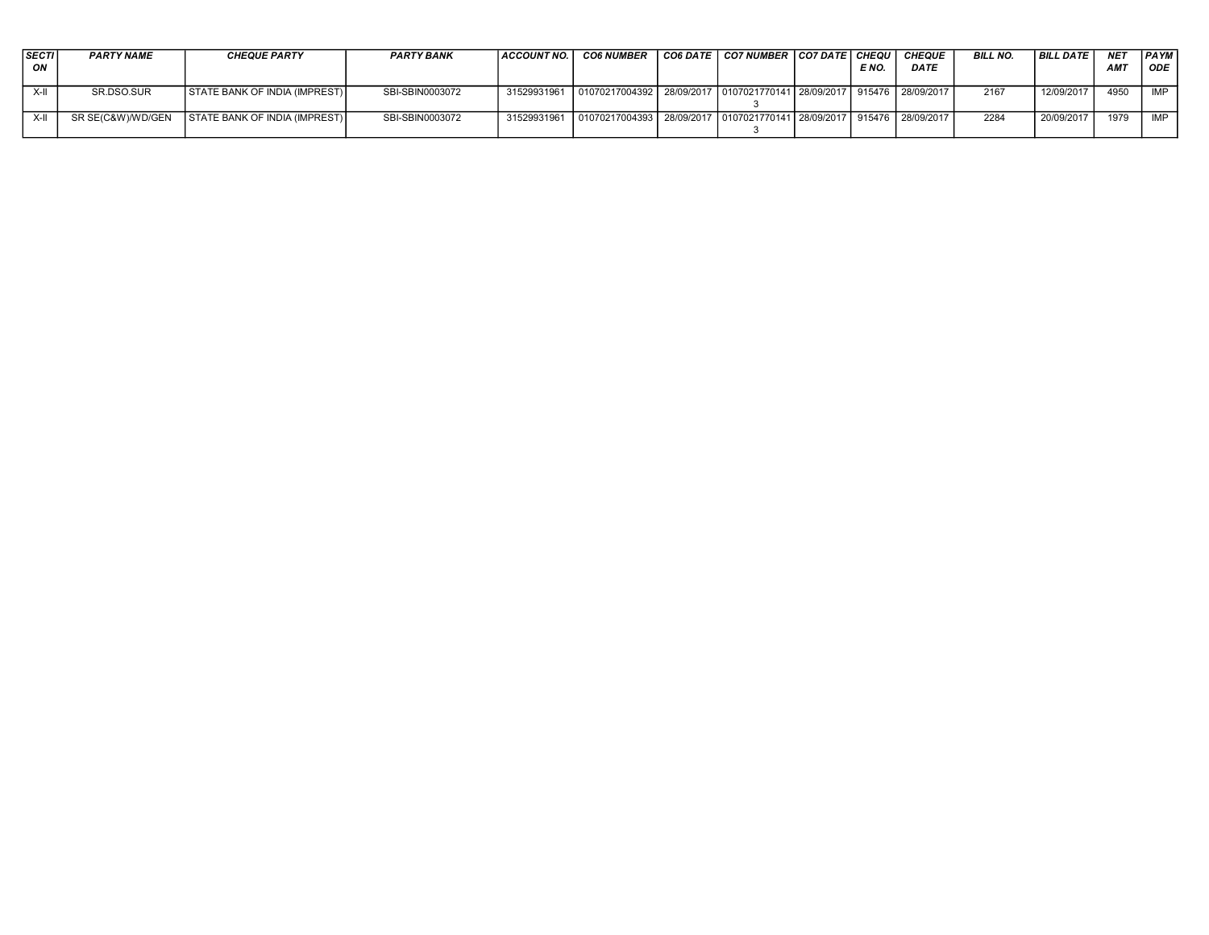| SECTION | PARTY NAME | CHEQUE PARTY | PARTY BANK | ACCOUNT NO. | CO6 NUMBER | CO6 DATE | CO7 NUMBER | CO7 DATE | CHEQUE NO. | CHEQUE DATE | BILL NO. | BILL DATE | NET AMT | PAYMODE |
|---|---|---|---|---|---|---|---|---|---|---|---|---|---|---|
| X-II | SR.DSO.SUR | STATE BANK OF INDIA (IMPREST) | SBI-SBIN0003072 | 31529931961 | 01070217004392 | 28/09/2017 | 01070217701413 | 28/09/2017 | 915476 | 28/09/2017 | 2167 | 12/09/2017 | 4950 | IMP |
| X-II | SR SE(C&W)/WD/GEN | STATE BANK OF INDIA (IMPREST) | SBI-SBIN0003072 | 31529931961 | 01070217004393 | 28/09/2017 | 01070217701413 | 28/09/2017 | 915476 | 28/09/2017 | 2284 | 20/09/2017 | 1979 | IMP |